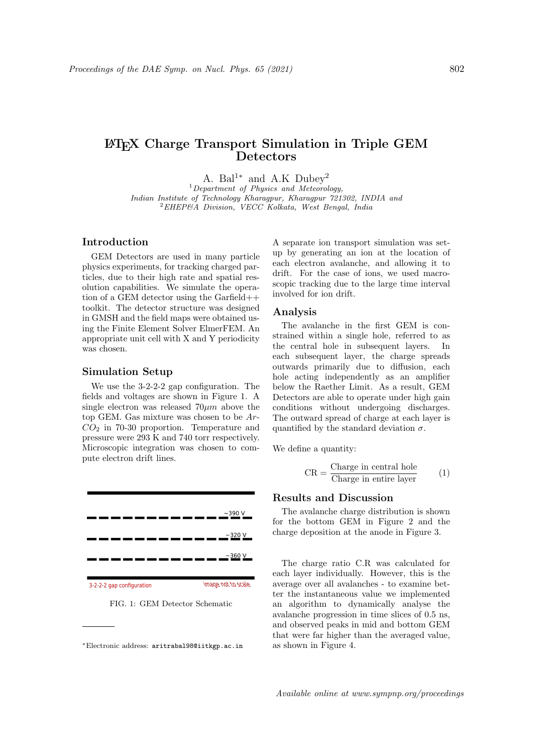# LaTeX Charge Transport Simulation in Triple GEM Detectors

A. Bal[1*] and A.K Dubey[2]

[1]*Department of Physics and Meteorology, Indian Institute of Technology Kharagpur, Kharagpur 721302, INDIA and*
[2]*EHEP&A Division, VECC Kolkata, West Bengal, India*

## Introduction

GEM Detectors are used in many particle physics experiments, for tracking charged particles, due to their high rate and spatial resolution capabilities. We simulate the operation of a GEM detector using the Garfield++ toolkit. The detector structure was designed in GMSH and the field maps were obtained using the Finite Element Solver ElmerFEM. An appropriate unit cell with X and Y periodicity was chosen.

## Simulation Setup

We use the 3-2-2-2 gap configuration. The fields and voltages are shown in Figure 1. A single electron was released $70\mu m$ above the top GEM. Gas mixture was chosen to be $Ar$-$CO_2$ in 70-30 proportion. Temperature and pressure were 293 K and 740 torr respectively. Microscopic integration was chosen to compute electron drift lines.

~390 V

~320 V

~360 V

3-2-2-2 gap configuration

image not to scale

FIG. 1: GEM Detector Schematic

A separate ion transport simulation was setup by generating an ion at the location of each electron avalanche, and allowing it to drift. For the case of ions, we used macroscopic tracking due to the large time interval involved for ion drift.

## Analysis

The avalanche in the first GEM is constrained within a single hole, referred to as the central hole in subsequent layers. In each subsequent layer, the charge spreads outwards primarily due to diffusion, each hole acting independently as an amplifier below the Raether Limit. As a result, GEM Detectors are able to operate under high gain conditions without undergoing discharges. The outward spread of charge at each layer is quantified by the standard deviation $\sigma$.

We define a quantity:

$$\text{CR} = \frac{\text{Charge in central hole}}{\text{Charge in entire layer}} \tag{1}$$

## Results and Discussion

The avalanche charge distribution is shown for the bottom GEM in Figure 2 and the charge deposition at the anode in Figure 3.

The charge ratio C.R was calculated for each layer individually. However, this is the average over all avalanches - to examine better the instantaneous value we implemented an algorithm to dynamically analyse the avalanche progression in time slices of 0.5 ns, and observed peaks in mid and bottom GEM that were far higher than the averaged value, as shown in Figure 4.

---

*Electronic address: aritrabal98@iitkgp.ac.in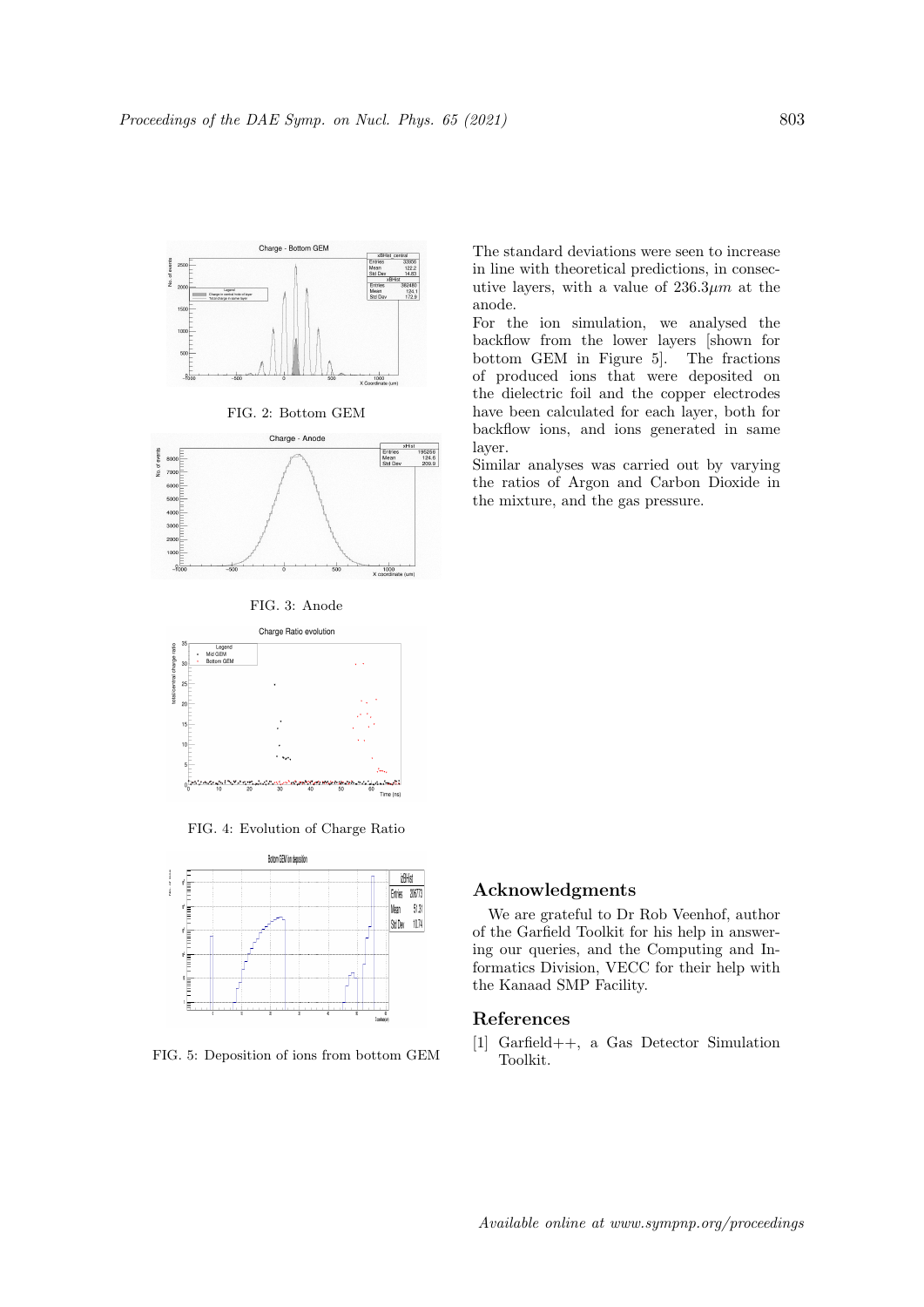Charge - Bottom GEM

xBHist_central
Entries 33956
Mean 122.2
Std Dev 14.83

xBHist
Entries 382480
Mean 124.1
Std Dev 172.9

Legend
Charge in central hole of layer
Total charge in same layer

No. of events

X Coordinate (um)

FIG. 2: Bottom GEM

Charge - Anode

xHist
Entries 195259
Mean 124.6
Std Dev 209.9

No. of events

X coordinate (um)

FIG. 3: Anode

Charge Ratio evolution

Legend
Mid GEM
Bottom GEM

total/central charge ratio

Time (ns)

FIG. 4: Evolution of Charge Ratio

Bottom GEM Ion deposition

zBHist
Entries 206773
Mean 51.31
Std Dev 10.74

FIG. 5: Deposition of ions from bottom GEM

The standard deviations were seen to increase in line with theoretical predictions, in consecutive layers, with a value of $236.3\mu m$ at the anode.

For the ion simulation, we analysed the backflow from the lower layers [shown for bottom GEM in Figure 5]. The fractions of produced ions that were deposited on the dielectric foil and the copper electrodes have been calculated for each layer, both for backflow ions, and ions generated in same layer.

Similar analyses was carried out by varying the ratios of Argon and Carbon Dioxide in the mixture, and the gas pressure.

## Acknowledgments

We are grateful to Dr Rob Veenhof, author of the Garfield Toolkit for his help in answering our queries, and the Computing and Informatics Division, VECC for their help with the Kanaad SMP Facility.

## References

[1] Garfield++, a Gas Detector Simulation Toolkit.